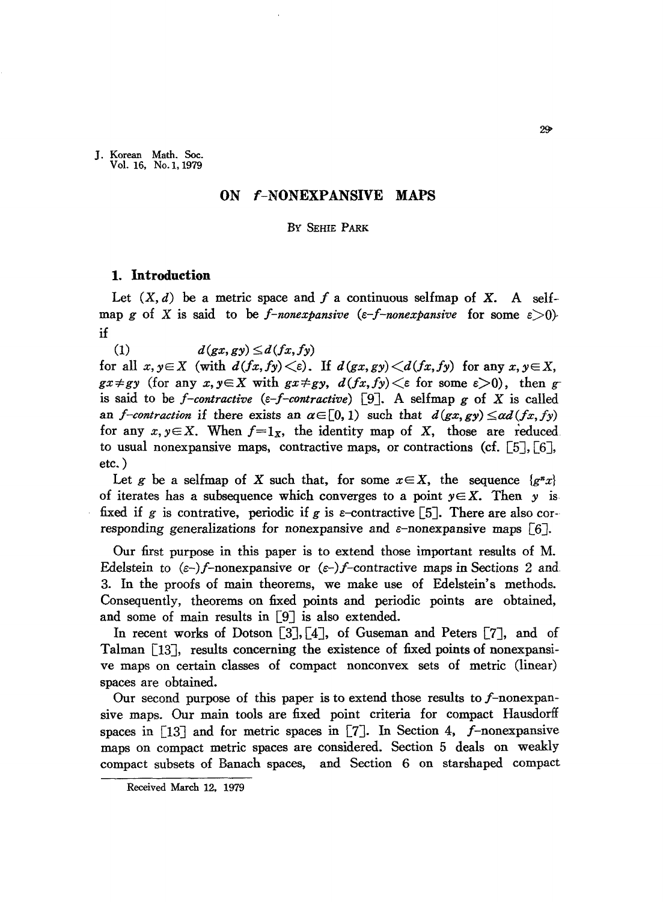# ON $f$-NONEXPANSIVE MAPS

BY SEHIE PARK

## 1. Introduction

Let $(X, d)$ be a metric space and $f$ a continuous selfmap of $X$. A selfmap $g$ of $X$ is said to be *$f$-nonexpansive* (*$\varepsilon$-$f$-nonexpansive* for some $\varepsilon>0$) if

$$(1) \qquad d(gx, gy) \leq d(fx, fy)$$

for all $x, y \in X$ (with $d(fx, fy) < \varepsilon$). If $d(gx, gy) < d(fx, fy)$ for any $x, y \in X$, $gx \neq gy$ (for any $x, y \in X$ with $gx \neq gy$, $d(fx, fy) < \varepsilon$ for some $\varepsilon > 0$), then $g$ is said to be *$f$-contractive* (*$\varepsilon$-$f$-contractive*) [9]. A selfmap $g$ of $X$ is called an *$f$-contraction* if there exists an $\alpha \in [0, 1)$ such that $d(gx, gy) \leq \alpha d(fx, fy)$ for any $x, y \in X$. When $f = 1_X$, the identity map of $X$, those are reduced to usual nonexpansive maps, contractive maps, or contractions (cf. [5], [6], etc.)

Let $g$ be a selfmap of $X$ such that, for some $x \in X$, the sequence $\{g^n x\}$ of iterates has a subsequence which converges to a point $y \in X$. Then $y$ is fixed if $g$ is contrative, periodic if $g$ is $\varepsilon$-contractive [5]. There are also corresponding generalizations for nonexpansive and $\varepsilon$-nonexpansive maps [6].

Our first purpose in this paper is to extend those important results of M. Edelstein to ($\varepsilon$-)$f$-nonexpansive or ($\varepsilon$-)$f$-contractive maps in Sections 2 and 3. In the proofs of main theorems, we make use of Edelstein's methods. Consequently, theorems on fixed points and periodic points are obtained, and some of main results in [9] is also extended.

In recent works of Dotson [3], [4], of Guseman and Peters [7], and of Talman [13], results concerning the existence of fixed points of nonexpansive maps on certain classes of compact nonconvex sets of metric (linear) spaces are obtained.

Our second purpose of this paper is to extend those results to $f$-nonexpansive maps. Our main tools are fixed point criteria for compact Hausdorff spaces in [13] and for metric spaces in [7]. In Section 4, $f$-nonexpansive maps on compact metric spaces are considered. Section 5 deals on weakly compact subsets of Banach spaces, and Section 6 on starshaped compact

Received March 12, 1979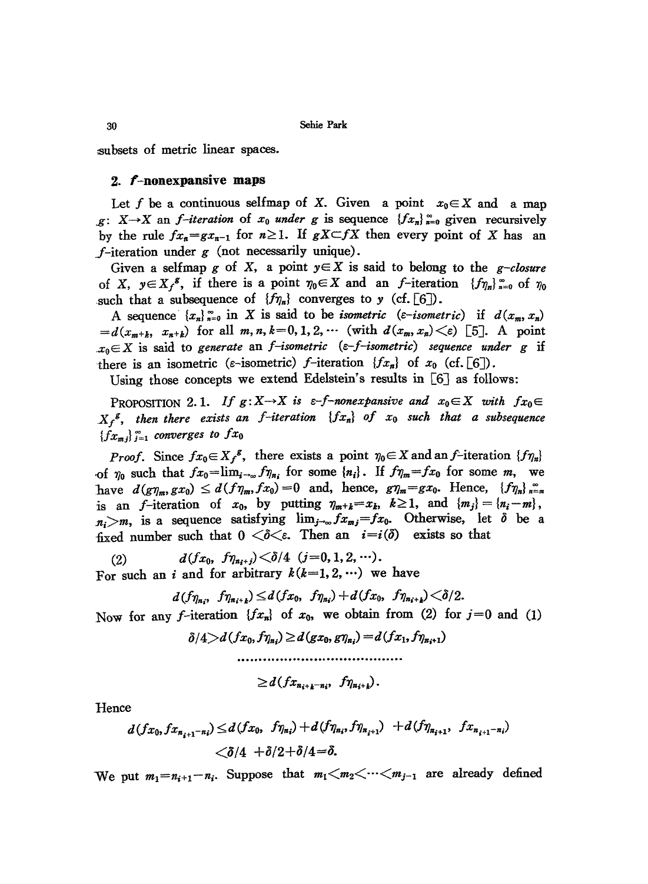subsets of metric linear spaces.

## 2. $f$-nonexpansive maps

Let $f$ be a continuous selfmap of $X$. Given a point $x_0 \in X$ and a map $g: X \to X$ an *$f$-iteration of $x_0$ under $g$* is sequence $\{fx_n\}_{n=0}^{\infty}$ given recursively by the rule $fx_n = gx_{n-1}$ for $n \geq 1$. If $gX \subset fX$ then every point of $X$ has an $f$-iteration under $g$ (not necessarily unique).

Given a selfmap $g$ of $X$, a point $y \in X$ is said to belong to the *$g$-closure* of $X$, $y \in X_f^g$, if there is a point $\eta_0 \in X$ and an $f$-iteration $\{f\eta_n\}_{n=0}^{\infty}$ of $\eta_0$ such that a subsequence of $\{f\eta_n\}$ converges to $y$ (cf. [6]).

A sequence $\{x_n\}_{n=0}^{\infty}$ in $X$ is said to be *isometric* (*$\varepsilon$-isometric*) if $d(x_m, x_n) = d(x_{m+k}, x_{n+k})$ for all $m, n, k = 0, 1, 2, \cdots$ (with $d(x_m, x_n) < \varepsilon$) [5]. A point $x_0 \in X$ is said to *generate* an *$f$-isometric* (*$\varepsilon$-$f$-isometric*) *sequence under* $g$ if there is an isometric ($\varepsilon$-isometric) $f$-iteration $\{fx_n\}$ of $x_0$ (cf. [6]).

Using those concepts we extend Edelstein's results in [6] as follows:

PROPOSITION 2.1. *If $g: X \to X$ is $\varepsilon$-$f$-nonexpansive and $x_0 \in X$ with $fx_0 \in X_f^g$, then there exists an $f$-iteration $\{fx_n\}$ of $x_0$ such that a subsequence $\{fx_{m_j}\}_{j=1}^{\infty}$ converges to $fx_0$*

*Proof.* Since $fx_0 \in X_f^g$, there exists a point $\eta_0 \in X$ and an $f$-iteration $\{f\eta_n\}$ of $\eta_0$ such that $fx_0 = \lim_{i\to\infty} f\eta_{n_i}$ for some $\{n_i\}$. If $f\eta_m = fx_0$ for some $m$, we have $d(g\eta_m, gx_0) \leq d(f\eta_m, fx_0) = 0$ and, hence, $g\eta_m = gx_0$. Hence, $\{f\eta_n\}_{n=m}^{\infty}$ is an $f$-iteration of $x_0$, by putting $\eta_{m+k} = x_k$, $k \geq 1$, and $\{m_j\} = \{n_i - m\}$, $n_i > m$, is a sequence satisfying $\lim_{j\to\infty} fx_{m_j} = fx_0$. Otherwise, let $\delta$ be a fixed number such that $0 < \delta < \varepsilon$. Then an $i = i(\delta)$ exists so that

$$(2) \qquad d(fx_0, f\eta_{n_{i+j}}) < \delta/4 \quad (j = 0, 1, 2, \cdots).$$

For such an $i$ and for arbitrary $k (k = 1, 2, \cdots)$ we have

$$d(f\eta_{n_i}, f\eta_{n_{i+k}}) \leq d(fx_0, f\eta_{n_i}) + d(fx_0, f\eta_{n_{i+k}}) < \delta/2.$$

Now for any $f$-iteration $\{fx_n\}$ of $x_0$, we obtain from (2) for $j = 0$ and (1)

$$\delta/4 > d(fx_0, f\eta_{n_i}) \geq d(gx_0, g\eta_{n_i}) = d(fx_1, f\eta_{n_i+1})$$

$$\cdots\cdots\cdots\cdots\cdots\cdots\cdots\cdots\cdots\cdots\cdots\cdots$$

$$\geq d(fx_{n_{i+k}-n_i}, f\eta_{n_{i+k}}).$$

Hence

$$d(fx_0, fx_{n_{i+1}-n_i}) \leq d(fx_0, f\eta_{n_i}) + d(f\eta_{n_i}, f\eta_{n_{i+1}}) + d(f\eta_{n_{i+1}}, fx_{n_{i+1}-n_i})$$

$$< \delta/4 + \delta/2 + \delta/4 = \delta.$$

We put $m_1 = n_{i+1} - n_i$. Suppose that $m_1 < m_2 < \cdots < m_{j-1}$ are already defined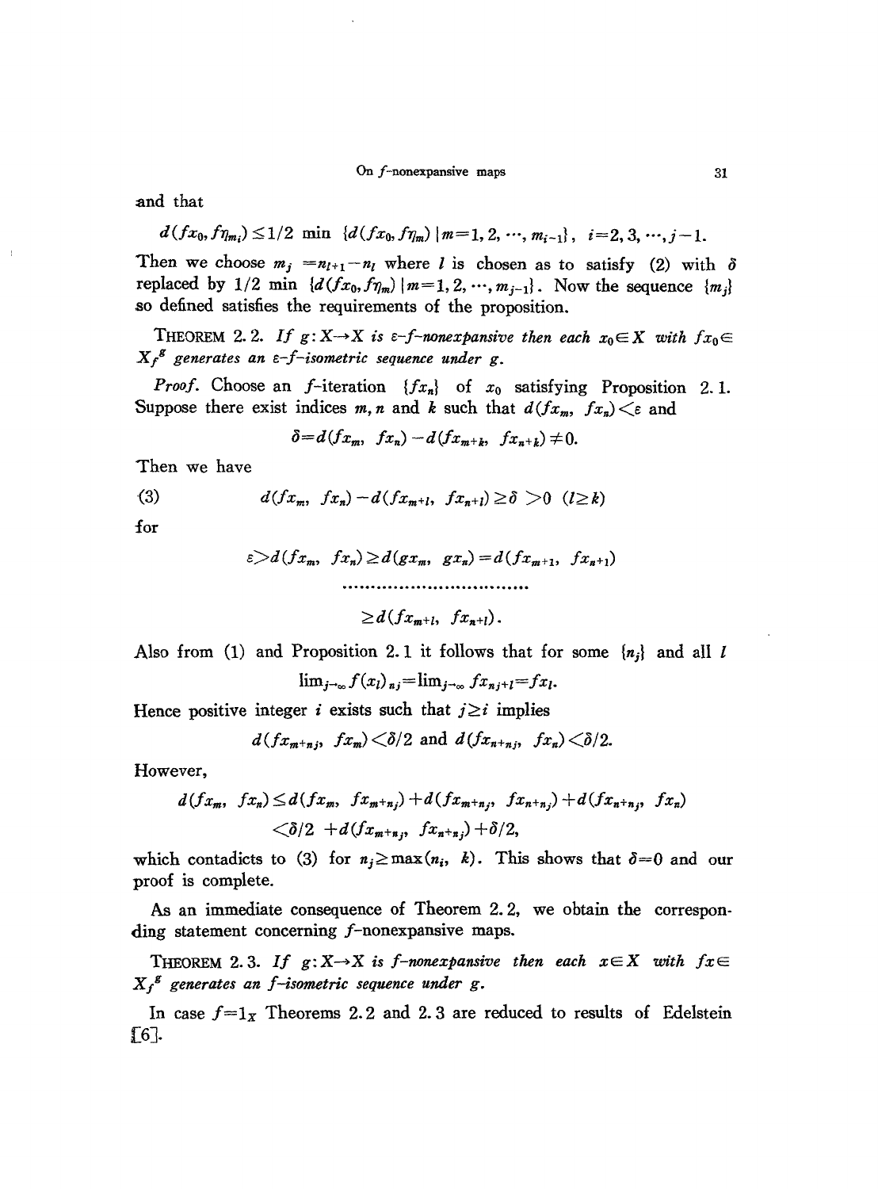and that

$$d(fx_0, f\eta_{m_i}) \leq 1/2 \ \min \ \{d(fx_0, f\eta_m) \mid m=1, 2, \cdots, m_{i-1}\}, \quad i=2, 3, \cdots, j-1.$$

Then we choose $m_j = n_{l+1} - n_l$ where $l$ is chosen as to satisfy (2) with $\delta$ replaced by $1/2 \ \min \ \{d(fx_0, f\eta_m) \mid m=1, 2, \cdots, m_{j-1}\}$. Now the sequence $\{m_j\}$ so defined satisfies the requirements of the proposition.

THEOREM 2.2. *If $g: X \to X$ is $\varepsilon$-$f$-nonexpansive then each $x_0 \in X$ with $fx_0 \in X_f{}^g$ generates an $\varepsilon$-$f$-isometric sequence under $g$.*

*Proof.* Choose an $f$-iteration $\{fx_n\}$ of $x_0$ satisfying Proposition 2.1. Suppose there exist indices $m, n$ and $k$ such that $d(fx_m, fx_n) < \varepsilon$ and

$$\delta = d(fx_m, fx_n) - d(fx_{m+k}, fx_{n+k}) \neq 0.$$

Then we have

$$d(fx_m, fx_n) - d(fx_{m+l}, fx_{n+l}) \geq \delta > 0 \quad (l \geq k) \tag{3}$$

for

$$\varepsilon > d(fx_m, fx_n) \geq d(gx_m, gx_n) = d(fx_{m+1}, fx_{n+1})$$

$$\cdots\cdots\cdots\cdots\cdots\cdots\cdots\cdots\cdots\cdots\cdots$$

$$\geq d(fx_{m+l}, fx_{n+l}).$$

Also from (1) and Proposition 2.1 it follows that for some $\{n_j\}$ and all $l$

$$\lim_{j\to\infty} f(x_l)_{n_j} = \lim_{j\to\infty} fx_{n_j+l} = fx_l.$$

Hence positive integer $i$ exists such that $j \geq i$ implies

$$d(fx_{m+n_j}, fx_m) < \delta/2 \text{ and } d(fx_{n+n_j}, fx_n) < \delta/2.$$

However,

$$d(fx_m, fx_n) \leq d(fx_m, fx_{m+n_j}) + d(fx_{m+n_j}, fx_{n+n_j}) + d(fx_{n+n_j}, fx_n)$$

$$< \delta/2 + d(fx_{m+n_j}, fx_{n+n_j}) + \delta/2,$$

which contadicts to (3) for $n_j \geq \max(n_i, k)$. This shows that $\delta = 0$ and our proof is complete.

As an immediate consequence of Theorem 2.2, we obtain the corresponding statement concerning $f$-nonexpansive maps.

THEOREM 2.3. *If $g: X \to X$ is $f$-nonexpansive then each $x \in X$ with $fx \in X_f{}^g$ generates an $f$-isometric sequence under $g$.*

In case $f = 1_X$ Theorems 2.2 and 2.3 are reduced to results of Edelstein [6].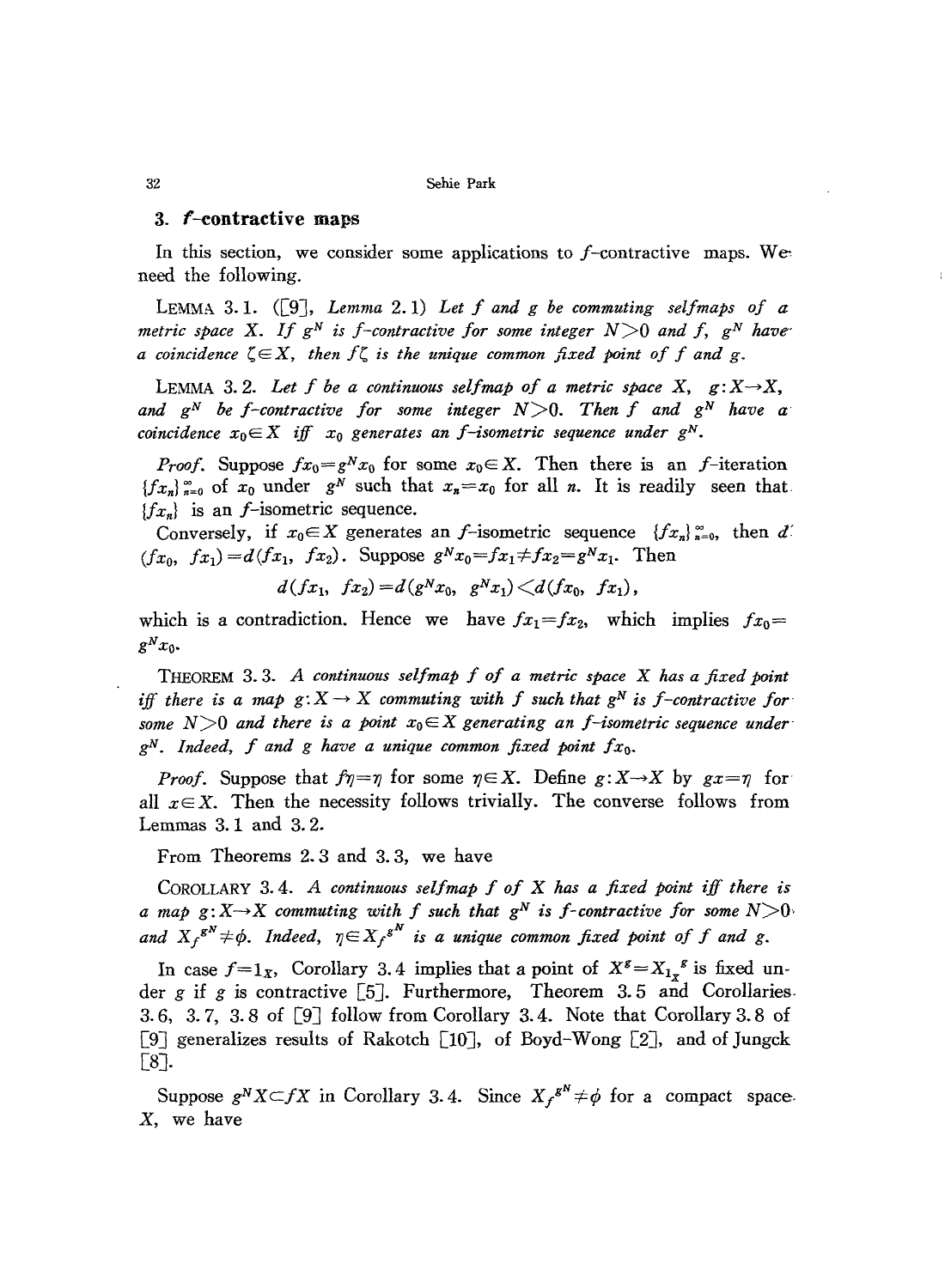## 3. $f$-contractive maps

In this section, we consider some applications to $f$-contractive maps. We need the following.

LEMMA 3.1. ([9], *Lemma* 2.1) *Let $f$ and $g$ be commuting selfmaps of a metric space $X$. If $g^N$ is $f$-contractive for some integer $N>0$ and $f$, $g^N$ have a coincidence $\zeta \in X$, then $f\zeta$ is the unique common fixed point of $f$ and $g$.*

LEMMA 3.2. *Let $f$ be a continuous selfmap of a metric space $X$, $g: X \to X$, and $g^N$ be $f$-contractive for some integer $N>0$. Then $f$ and $g^N$ have a coincidence $x_0 \in X$ iff $x_0$ generates an $f$-isometric sequence under $g^N$.*

*Proof.* Suppose $fx_0 = g^N x_0$ for some $x_0 \in X$. Then there is an $f$-iteration $\{fx_n\}_{n=0}^{\infty}$ of $x_0$ under $g^N$ such that $x_n = x_0$ for all $n$. It is readily seen that $\{fx_n\}$ is an $f$-isometric sequence.

Conversely, if $x_0 \in X$ generates an $f$-isometric sequence $\{fx_n\}_{n=0}^{\infty}$, then $d(fx_0, fx_1) = d(fx_1, fx_2)$. Suppose $g^N x_0 = fx_1 \neq fx_2 = g^N x_1$. Then

$$d(fx_1, fx_2) = d(g^N x_0, g^N x_1) < d(fx_0, fx_1),$$

which is a contradiction. Hence we have $fx_1 = fx_2$, which implies $fx_0 = g^N x_0$.

THEOREM 3.3. *A continuous selfmap $f$ of a metric space $X$ has a fixed point iff there is a map $g: X \to X$ commuting with $f$ such that $g^N$ is $f$-contractive for some $N>0$ and there is a point $x_0 \in X$ generating an $f$-isometric sequence under $g^N$. Indeed, $f$ and $g$ have a unique common fixed point $fx_0$.*

*Proof.* Suppose that $f\eta = \eta$ for some $\eta \in X$. Define $g: X \to X$ by $gx = \eta$ for all $x \in X$. Then the necessity follows trivially. The converse follows from Lemmas 3.1 and 3.2.

From Theorems 2.3 and 3.3, we have

COROLLARY 3.4. *A continuous selfmap $f$ of $X$ has a fixed point iff there is a map $g: X \to X$ commuting with $f$ such that $g^N$ is $f$-contractive for some $N>0$ and $X_f^{g^N} \neq \phi$. Indeed, $\eta \in X_f^{g^N}$ is a unique common fixed point of $f$ and $g$.*

In case $f = 1_X$, Corollary 3.4 implies that a point of $X^g = X_{1_X}^{\ g}$ is fixed under $g$ if $g$ is contractive [5]. Furthermore, Theorem 3.5 and Corollaries 3.6, 3.7, 3.8 of [9] follow from Corollary 3.4. Note that Corollary 3.8 of [9] generalizes results of Rakotch [10], of Boyd-Wong [2], and of Jungck [8].

Suppose $g^N X \subset fX$ in Corollary 3.4. Since $X_f^{g^N} \neq \phi$ for a compact space $X$, we have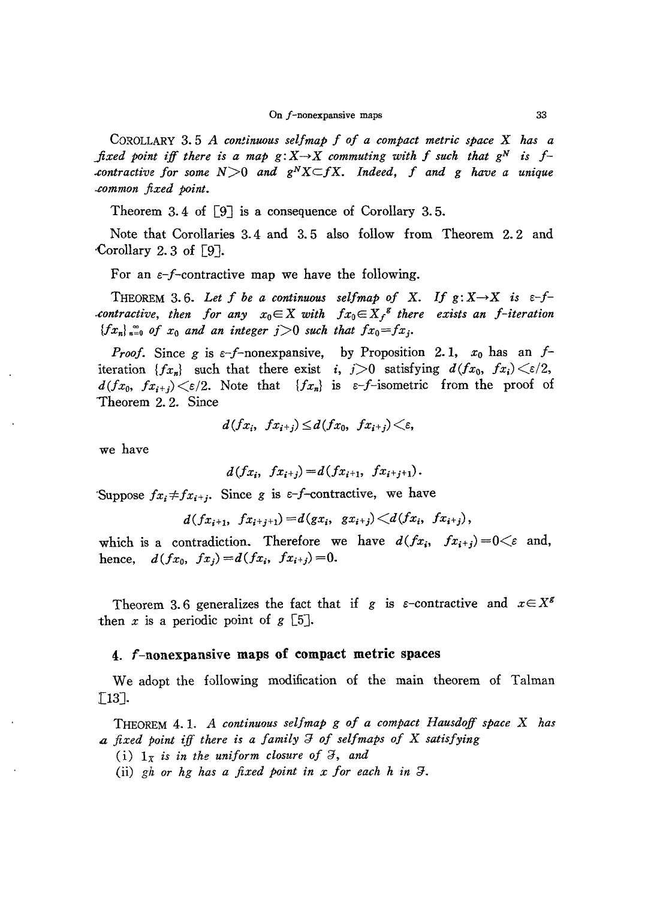COROLLARY 3.5 *A continuous selfmap $f$ of a compact metric space $X$ has a fixed point iff there is a map $g: X \to X$ commuting with $f$ such that $g^N$ is $f$-contractive for some $N > 0$ and $g^N X \subset fX$. Indeed, $f$ and $g$ have a unique common fixed point.*

Theorem 3.4 of [9] is a consequence of Corollary 3.5.

Note that Corollaries 3.4 and 3.5 also follow from Theorem 2.2 and Corollary 2.3 of [9].

For an $\varepsilon$-$f$-contractive map we have the following.

THEOREM 3.6. *Let $f$ be a continuous selfmap of $X$. If $g: X \to X$ is $\varepsilon$-$f$-contractive, then for any $x_0 \in X$ with $fx_0 \in X_f{}^g$ there exists an $f$-iteration $\{fx_n\}_{n=0}^{\infty}$ of $x_0$ and an integer $j > 0$ such that $fx_0 = fx_j$.*

*Proof.* Since $g$ is $\varepsilon$-$f$-nonexpansive, by Proposition 2.1, $x_0$ has an $f$-iteration $\{fx_n\}$ such that there exist $i, j > 0$ satisfying $d(fx_0, fx_i) < \varepsilon/2$, $d(fx_0, fx_{i+j}) < \varepsilon/2$. Note that $\{fx_n\}$ is $\varepsilon$-$f$-isometric from the proof of Theorem 2.2. Since

$$d(fx_i, fx_{i+j}) \leq d(fx_0, fx_{i+j}) < \varepsilon,$$

we have

$$d(fx_i, fx_{i+j}) = d(fx_{i+1}, fx_{i+j+1}).$$

Suppose $fx_i \neq fx_{i+j}$. Since $g$ is $\varepsilon$-$f$-contractive, we have

$$d(fx_{i+1}, fx_{i+j+1}) = d(gx_i, gx_{i+j}) < d(fx_i, fx_{i+j}),$$

which is a contradiction. Therefore we have $d(fx_i, fx_{i+j}) = 0 < \varepsilon$ and, hence, $d(fx_0, fx_j) = d(fx_i, fx_{i+j}) = 0$.

Theorem 3.6 generalizes the fact that if $g$ is $\varepsilon$-contractive and $x \in X^g$ then $x$ is a periodic point of $g$ [5].

## 4. $f$-nonexpansive maps of compact metric spaces

We adopt the following modification of the main theorem of Talman [13].

THEOREM 4.1. *A continuous selfmap $g$ of a compact Hausdoff space $X$ has a fixed point iff there is a family $\mathfrak{F}$ of selfmaps of $X$ satisfying*

(i) *$1_X$ is in the uniform closure of $\mathfrak{F}$, and*

(ii) *$gh$ or $hg$ has a fixed point in $x$ for each $h$ in $\mathfrak{F}$.*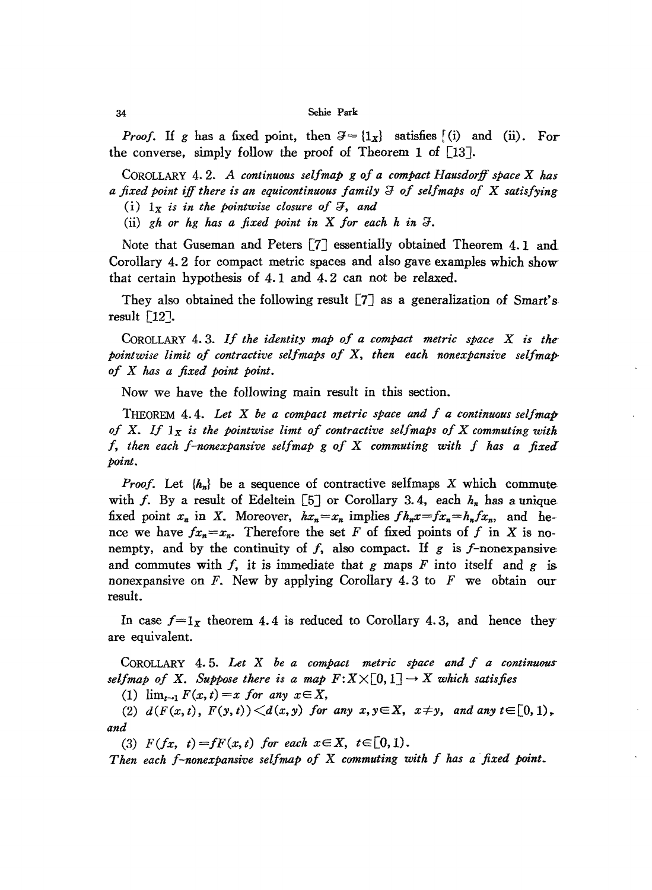*Proof.* If $g$ has a fixed point, then $\mathcal{F}=\{1_X\}$ satisfies (i) and (ii). For the converse, simply follow the proof of Theorem 1 of [13].

COROLLARY 4.2. *A continuous selfmap $g$ of a compact Hausdorff space $X$ has a fixed point iff there is an equicontinuous family $\mathcal{F}$ of selfmaps of $X$ satisfying*

(i) *$1_X$ is in the pointwise closure of $\mathcal{F}$, and*

(ii) *$gh$ or $hg$ has a fixed point in $X$ for each $h$ in $\mathcal{F}$.*

Note that Guseman and Peters [7] essentially obtained Theorem 4.1 and Corollary 4.2 for compact metric spaces and also gave examples which show that certain hypothesis of 4.1 and 4.2 can not be relaxed.

They also obtained the following result [7] as a generalization of Smart's result [12].

COROLLARY 4.3. *If the identity map of a compact metric space $X$ is the pointwise limit of contractive selfmaps of $X$, then each nonexpansive selfmap of $X$ has a fixed point point.*

Now we have the following main result in this section.

THEOREM 4.4. *Let $X$ be a compact metric space and $f$ a continuous selfmap of $X$. If $1_X$ is the pointwise limt of contractive selfmaps of $X$ commuting with $f$, then each $f$-nonexpansive selfmap $g$ of $X$ commuting with $f$ has a fixed point.*

*Proof.* Let $\{h_n\}$ be a sequence of contractive selfmaps $X$ which commute with $f$. By a result of Edeltein [5] or Corollary 3.4, each $h_n$ has a unique fixed point $x_n$ in $X$. Moreover, $hx_n=x_n$ implies $fh_nx=fx_n=h_nfx_n$, and hence we have $fx_n=x_n$. Therefore the set $F$ of fixed points of $f$ in $X$ is nonempty, and by the continuity of $f$, also compact. If $g$ is $f$-nonexpansive and commutes with $f$, it is immediate that $g$ maps $F$ into itself and $g$ is nonexpansive on $F$. New by applying Corollary 4.3 to $F$ we obtain our result.

In case $f=1_X$ theorem 4.4 is reduced to Corollary 4.3, and hence they are equivalent.

COROLLARY 4.5. *Let $X$ be a compact metric space and $f$ a continuous selfmap of $X$. Suppose there is a map $F:X\times[0,1]\to X$ which satisfies*

(1) $\lim_{t\to 1} F(x,t)=x$ *for any* $x\in X$,

(2) $d(F(x,t),\ F(y,t))<d(x,y)$ *for any* $x,y\in X$, $x\neq y$, *and any* $t\in[0,1)$, *and*

(3) $F(fx,\ t)=fF(x,t)$ *for each* $x\in X$, $t\in[0,1)$.

*Then each $f$-nonexpansive selfmap of $X$ commuting with $f$ has a fixed point.*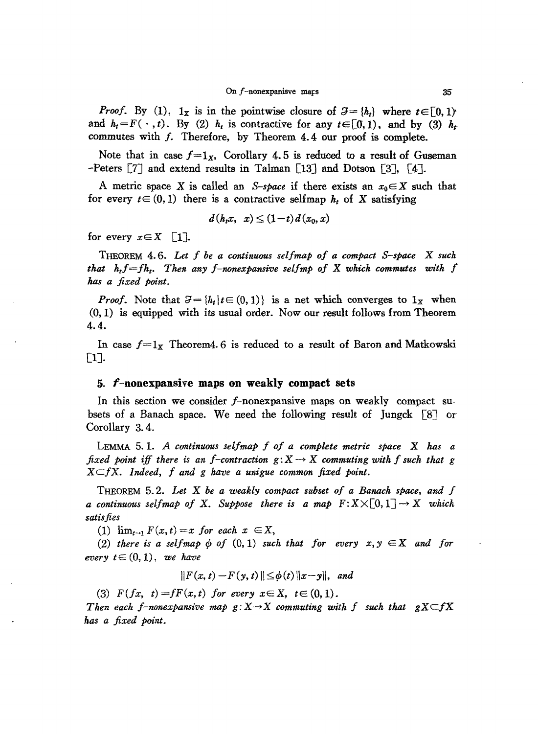*Proof*. By (1), $1_X$ is in the pointwise closure of $\mathfrak{F}=\{h_t\}$ where $t\in[0,1)$ and $h_t=F(\cdot,t)$. By (2) $h_t$ is contractive for any $t\in[0,1)$, and by (3) $h_t$ commutes with $f$. Therefore, by Theorem 4.4 our proof is complete.

Note that in case $f=1_X$, Corollary 4.5 is reduced to a result of Guseman -Peters [7] and extend results in Talman [13] and Dotson [3], [4].

A metric space $X$ is called an *S-space* if there exists an $x_0\in X$ such that for every $t\in(0,1)$ there is a contractive selfmap $h_t$ of $X$ satisfying

$$d(h_t x,\ x)\leq(1-t)d(x_0,x)$$

for every $x\in X$ [1].

THEOREM 4.6. *Let $f$ be a continuous selfmap of a compact S-space $X$ such that $h_t f=fh_t$. Then any f-nonexpansive selfmp of $X$ which commutes with $f$ has a fixed point.*

*Proof*. Note that $\mathfrak{F}=\{h_t|t\in(0,1)\}$ is a net which converges to $1_X$ when $(0,1)$ is equipped with its usual order. Now our result follows from Theorem 4.4.

In case $f=1_X$ Theorem4.6 is reduced to a result of Baron and Matkowski [1].

## 5. $f$-nonexpansive maps on weakly compact sets

In this section we consider $f$-nonexpansive maps on weakly compact subsets of a Banach space. We need the following result of Jungck [8] or Corollary 3.4.

LEMMA 5.1. *A continuous selfmap $f$ of a complete metric space $X$ has a fixed point iff there is an f-contraction $g:X\to X$ commuting with $f$ such that $gX\subset fX$. Indeed, $f$ and $g$ have a unigue common fixed point.*

THEOREM 5.2. *Let $X$ be a weakly compact subset of a Banach space, and $f$ a continuous selfmap of $X$. Suppose there is a map $F:X\times[0,1]\to X$ which satisfies*

*(1) $\lim_{t\to 1}F(x,t)=x$ for each $x\in X$,*

*(2) there is a selfmap $\phi$ of $(0,1)$ such that for every $x,y\in X$ and for every $t\in(0,1)$, we have*

$$\|F(x,t)-F(y,t)\|\leq\phi(t)\|x-y\|,\ \text{and}$$

*(3) $F(fx,\ t)=fF(x,t)$ for every $x\in X$, $t\in(0,1)$.*

*Then each f-nonexpansive map $g:X\to X$ commuting with $f$ such that $gX\subset fX$ has a fixed point.*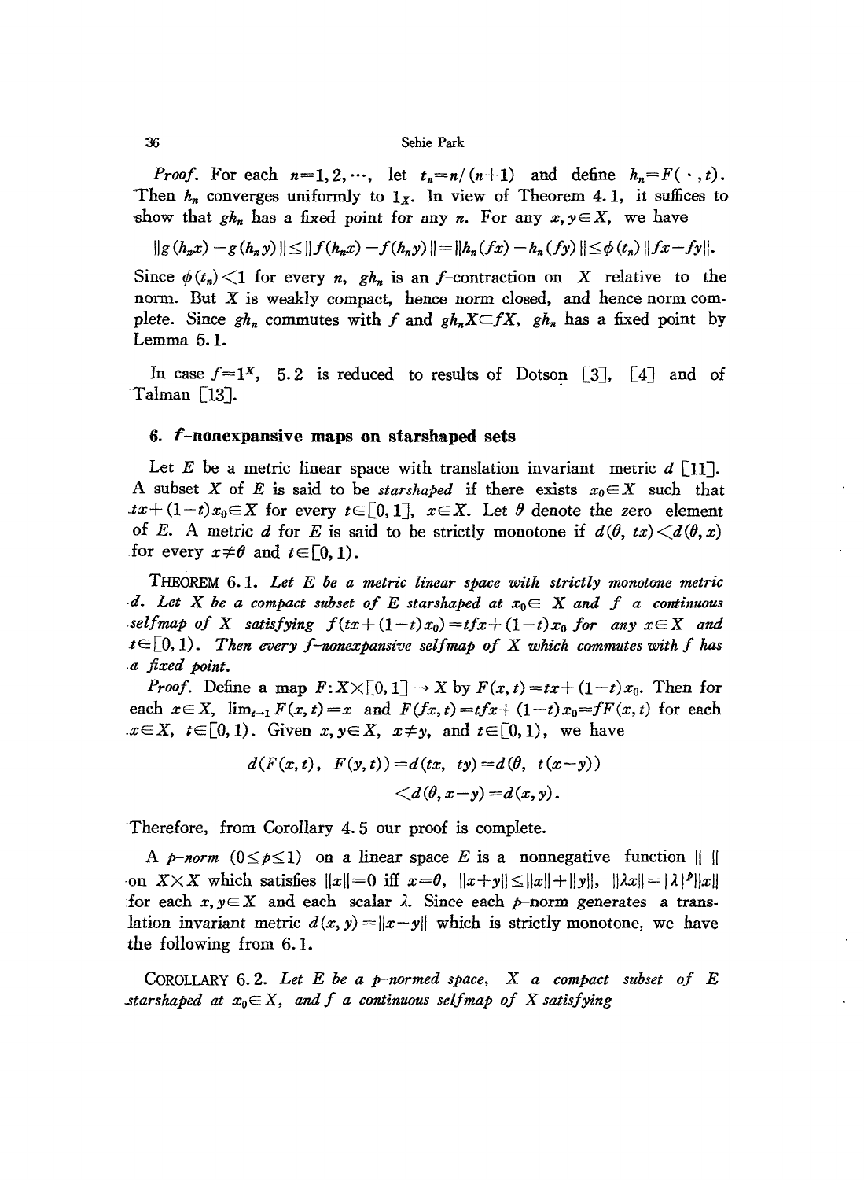*Proof.* For each $n=1,2,\cdots$, let $t_n=n/(n+1)$ and define $h_n=F(\cdot,t)$. Then $h_n$ converges uniformly to $1_X$. In view of Theorem 4.1, it suffices to show that $gh_n$ has a fixed point for any $n$. For any $x,y\in X$, we have

$$\|g(h_nx)-g(h_ny)\|\leq\|f(h_nx)-f(h_ny)\|=\|h_n(fx)-h_n(fy)\|\leq\phi(t_n)\|fx-fy\|.$$

Since $\phi(t_n)<1$ for every $n$, $gh_n$ is an $f$-contraction on $X$ relative to the norm. But $X$ is weakly compact, hence norm closed, and hence norm complete. Since $gh_n$ commutes with $f$ and $gh_nX\subset fX$, $gh_n$ has a fixed point by Lemma 5.1.

In case $f=1^X$, 5.2 is reduced to results of Dotson [3], [4] and of Talman [13].

## 6. $f$-nonexpansive maps on starshaped sets

Let $E$ be a metric linear space with translation invariant metric $d$ [11]. A subset $X$ of $E$ is said to be *starshaped* if there exists $x_0\in X$ such that $tx+(1-t)x_0\in X$ for every $t\in[0,1]$, $x\in X$. Let $\theta$ denote the zero element of $E$. A metric $d$ for $E$ is said to be strictly monotone if $d(\theta,tx)<d(\theta,x)$ for every $x\neq\theta$ and $t\in[0,1)$.

THEOREM 6.1. *Let $E$ be a metric linear space with strictly monotone metric $d$. Let $X$ be a compact subset of $E$ starshaped at $x_0\in X$ and $f$ a continuous selfmap of $X$ satisfying $f(tx+(1-t)x_0)=tfx+(1-t)x_0$ for any $x\in X$ and $t\in[0,1)$. Then every $f$-nonexpansive selfmap of $X$ which commutes with $f$ has a fixed point.*

*Proof.* Define a map $F:X\times[0,1]\to X$ by $F(x,t)=tx+(1-t)x_0$. Then for each $x\in X$, $\lim_{t\to1}F(x,t)=x$ and $F(fx,t)=tfx+(1-t)x_0=fF(x,t)$ for each $x\in X$, $t\in[0,1)$. Given $x,y\in X$, $x\neq y$, and $t\in[0,1)$, we have

$$d(F(x,t),\ F(y,t))=d(tx,\ ty)=d(\theta,\ t(x-y))$$
$$<d(\theta,x-y)=d(x,y).$$

Therefore, from Corollary 4.5 our proof is complete.

A $p$-*norm* $(0\leq p\leq1)$ on a linear space $E$ is a nonnegative function $\|\ \|$ on $X\times X$ which satisfies $\|x\|=0$ iff $x=\theta$, $\|x+y\|\leq\|x\|+\|y\|$, $\|\lambda x\|=|\lambda|^p\|x\|$ for each $x,y\in X$ and each scalar $\lambda$. Since each $p$-norm generates a translation invariant metric $d(x,y)=\|x-y\|$ which is strictly monotone, we have the following from 6.1.

COROLLARY 6.2. *Let $E$ be a $p$-normed space, $X$ a compact subset of $E$ starshaped at $x_0\in X$, and $f$ a continuous selfmap of $X$ satisfying*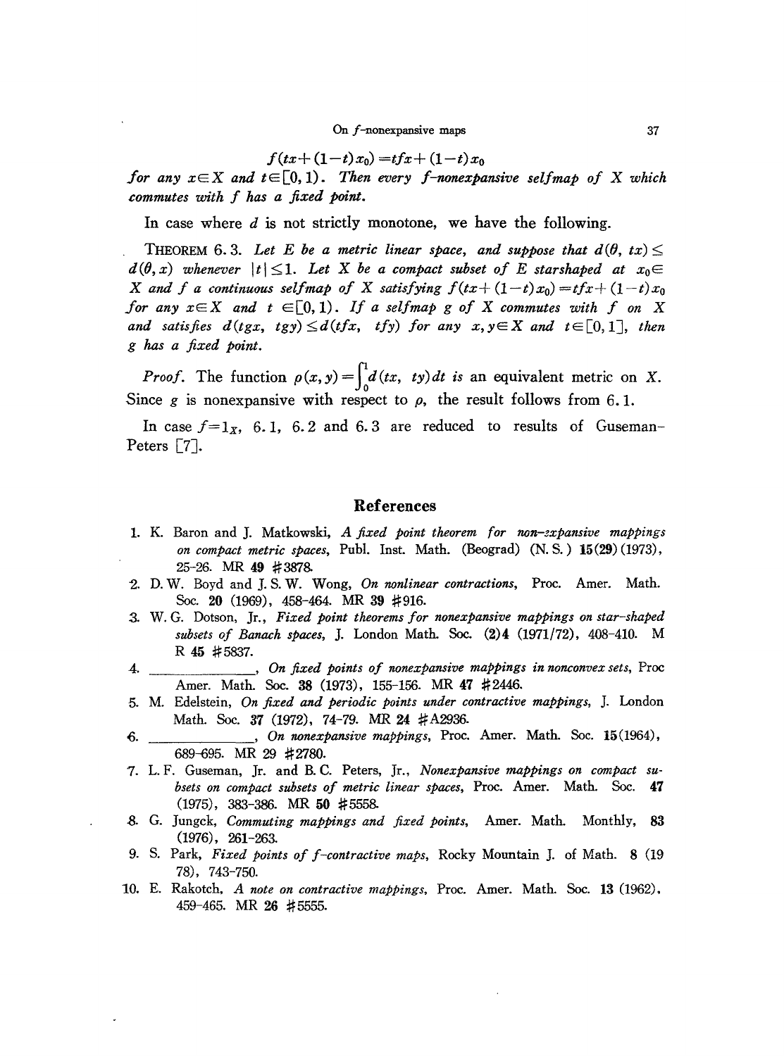$$f(tx+(1-t)x_0)=tfx+(1-t)x_0$$

*for any $x \in X$ and $t \in [0,1)$. Then every $f$-nonexpansive selfmap of $X$ which commutes with $f$ has a fixed point.*

In case where $d$ is not strictly monotone, we have the following.

THEOREM 6.3. *Let $E$ be a metric linear space, and suppose that $d(\theta, tx) \leq d(\theta, x)$ whenever $|t| \leq 1$. Let $X$ be a compact subset of $E$ starshaped at $x_0 \in X$ and $f$ a continuous selfmap of $X$ satisfying $f(tx+(1-t)x_0)=tfx+(1-t)x_0$ for any $x \in X$ and $t \in [0,1)$. If a selfmap $g$ of $X$ commutes with $f$ on $X$ and satisfies $d(tgx, tgy) \leq d(tfx, tfy)$ for any $x, y \in X$ and $t \in [0,1]$, then $g$ has a fixed point.*

*Proof.* The function $\rho(x,y)=\int_0^1 d(tx, ty)dt$ is an equivalent metric on $X$. Since $g$ is nonexpansive with respect to $\rho$, the result follows from 6.1.

In case $f=1_X$, 6.1, 6.2 and 6.3 are reduced to results of Guseman-Peters [7].

## References

1. K. Baron and J. Matkowski, *A fixed point theorem for non-expansive mappings on compact metric spaces*, Publ. Inst. Math. (Beograd) (N.S.) **15(29)** (1973), 25-26. MR **49** #3878.
2. D.W. Boyd and J.S.W. Wong, *On nonlinear contractions*, Proc. Amer. Math. Soc. **20** (1969), 458-464. MR **39** #916.
3. W.G. Dotson, Jr., *Fixed point theorems for nonexpansive mappings on star-shaped subsets of Banach spaces*, J. London Math. Soc. **(2)4** (1971/72), 408-410. MR **45** #5837.
4. ______________, *On fixed points of nonexpansive mappings in nonconvex sets*, Proc Amer. Math. Soc. **38** (1973), 155-156. MR **47** #2446.
5. M. Edelstein, *On fixed and periodic points under contractive mappings*, J. London Math. Soc. **37** (1972), 74-79. MR **24** #A2936.
6. ______________, *On nonexpansive mappings*, Proc. Amer. Math. Soc. **15**(1964), 689-695. MR **29** #2780.
7. L.F. Guseman, Jr. and B.C. Peters, Jr., *Nonexpansive mappings on compact subsets on compact subsets of metric linear spaces*, Proc. Amer. Math. Soc. **47** (1975), 383-386. MR **50** #5558.
8. G. Jungck, *Commuting mappings and fixed points*, Amer. Math. Monthly, **83** (1976), 261-263.
9. S. Park, *Fixed points of f-contractive maps*, Rocky Mountain J. of Math. **8** (1978), 743-750.
10. E. Rakotch, *A note on contractive mappings*, Proc. Amer. Math. Soc. **13** (1962), 459-465. MR **26** #5555.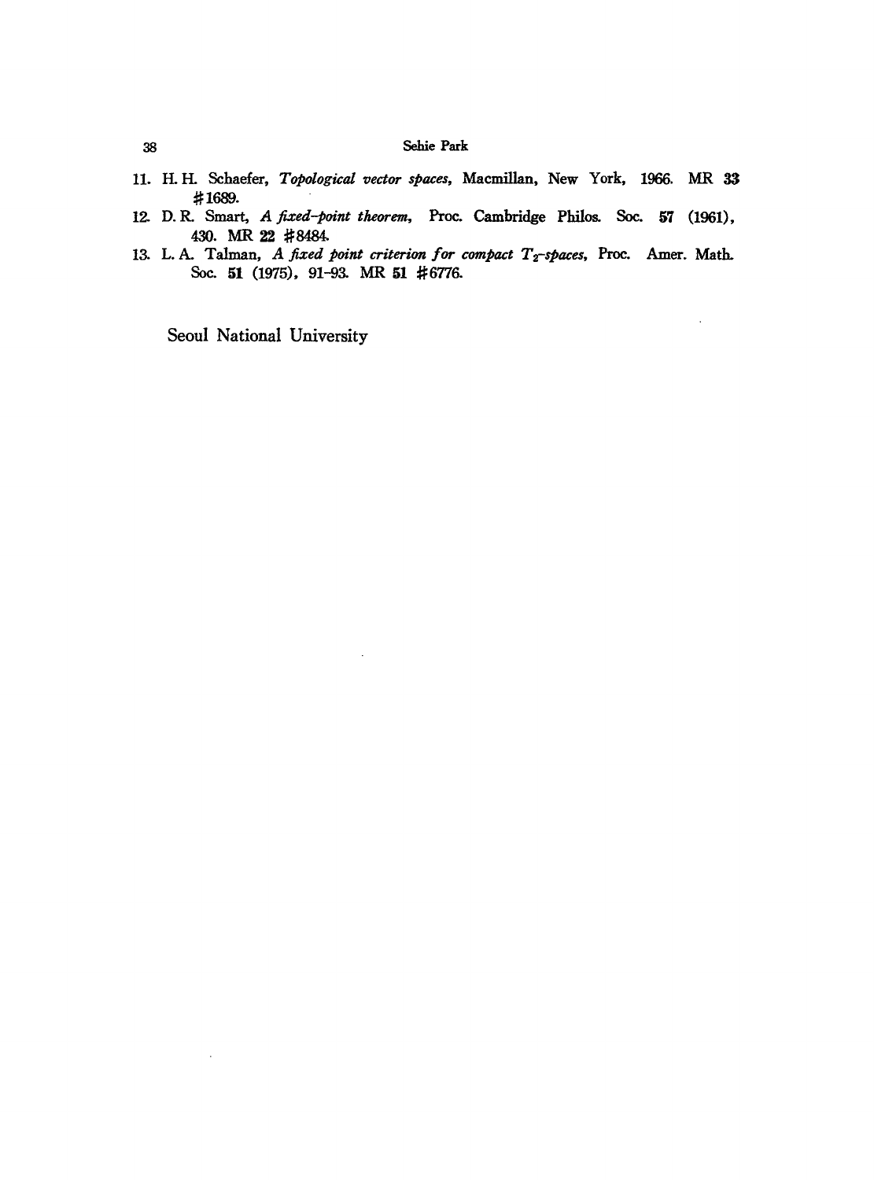11. H. H. Schaefer, *Topological vector spaces*, Macmillan, New York, 1966. MR **33** #1689.
12. D. R. Smart, *A fixed-point theorem*, Proc. Cambridge Philos. Soc. **57** (1961), 430. MR **22** #8484.
13. L. A. Talman, *A fixed point criterion for compact $T_2$-spaces*, Proc. Amer. Math. Soc. **51** (1975), 91–93. MR **51** #6776.

Seoul National University